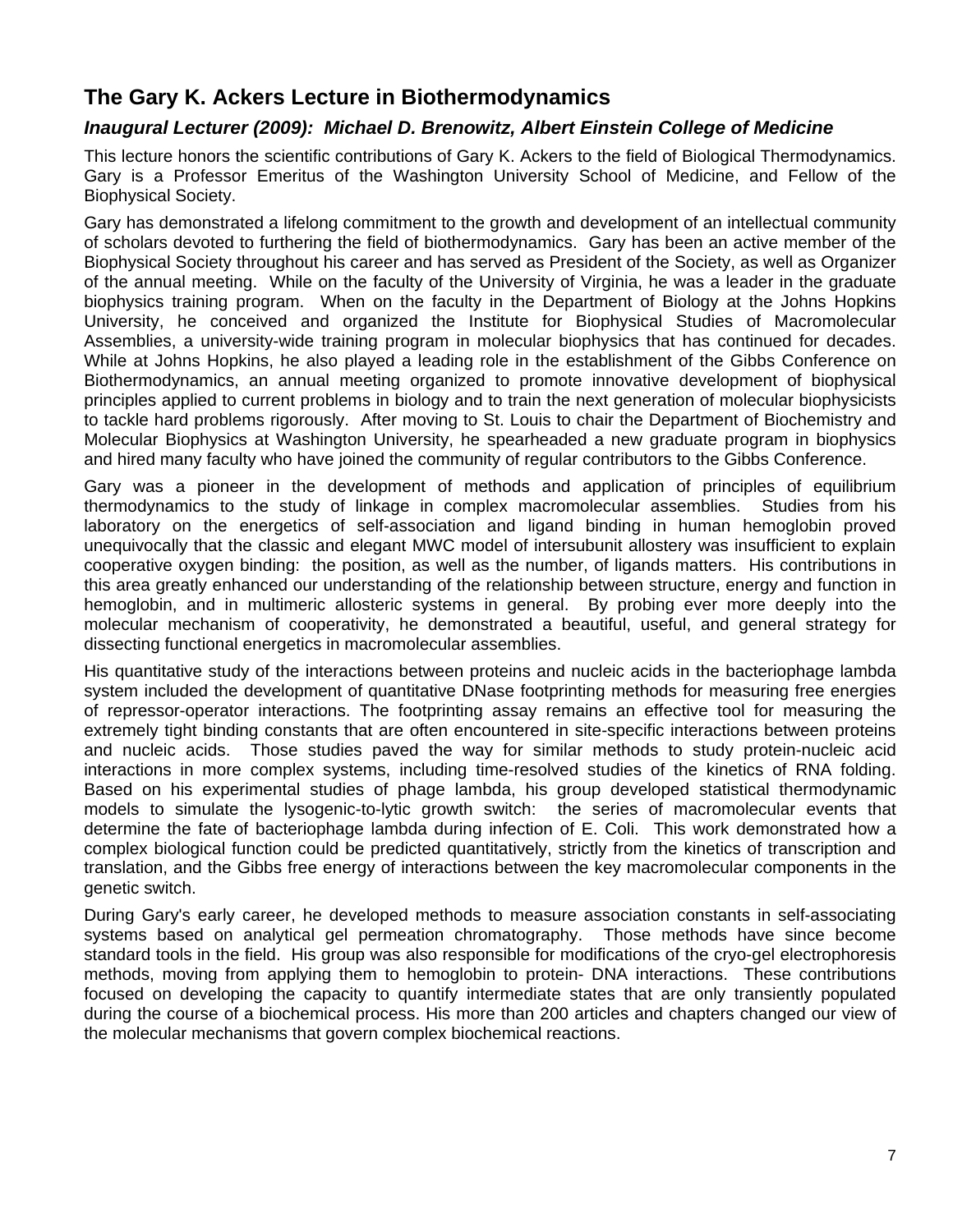## The Gary K. Ackers Lecture in Biothermodynamics

### *Inaugural Lecturer (2009): Michael D. Brenowitz, Albert Einstein College of Medicine*

This lecture honors the scientific contributions of Gary K. Ackers to the field of Biological Thermodynamics. Gary is a Professor Emeritus of the Washington University School of Medicine, and Fellow of the Biophysical Society.

Gary has demonstrated a lifelong commitment to the growth and development of an intellectual community of scholars devoted to furthering the field of biothermodynamics. Gary has been an active member of the Biophysical Society throughout his career and has served as President of the Society, as well as Organizer of the annual meeting. While on the faculty of the University of Virginia, he was a leader in the graduate biophysics training program. When on the faculty in the Department of Biology at the Johns Hopkins University, he conceived and organized the Institute for Biophysical Studies of Macromolecular Assemblies, a university-wide training program in molecular biophysics that has continued for decades. While at Johns Hopkins, he also played a leading role in the establishment of the Gibbs Conference on Biothermodynamics, an annual meeting organized to promote innovative development of biophysical principles applied to current problems in biology and to train the next generation of molecular biophysicists to tackle hard problems rigorously. After moving to St. Louis to chair the Department of Biochemistry and Molecular Biophysics at Washington University, he spearheaded a new graduate program in biophysics and hired many faculty who have joined the community of regular contributors to the Gibbs Conference.

Gary was a pioneer in the development of methods and application of principles of equilibrium thermodynamics to the study of linkage in complex macromolecular assemblies. Studies from his laboratory on the energetics of self-association and ligand binding in human hemoglobin proved unequivocally that the classic and elegant MWC model of intersubunit allostery was insufficient to explain cooperative oxygen binding: the position, as well as the number, of ligands matters. His contributions in this area greatly enhanced our understanding of the relationship between structure, energy and function in hemoglobin, and in multimeric allosteric systems in general. By probing ever more deeply into the molecular mechanism of cooperativity, he demonstrated a beautiful, useful, and general strategy for dissecting functional energetics in macromolecular assemblies.

His quantitative study of the interactions between proteins and nucleic acids in the bacteriophage lambda system included the development of quantitative DNase footprinting methods for measuring free energies of repressor-operator interactions. The footprinting assay remains an effective tool for measuring the extremely tight binding constants that are often encountered in site-specific interactions between proteins and nucleic acids. Those studies paved the way for similar methods to study protein-nucleic acid interactions in more complex systems, including time-resolved studies of the kinetics of RNA folding. Based on his experimental studies of phage lambda, his group developed statistical thermodynamic models to simulate the lysogenic-to-lytic growth switch: the series of macromolecular events that determine the fate of bacteriophage lambda during infection of E. Coli. This work demonstrated how a complex biological function could be predicted quantitatively, strictly from the kinetics of transcription and translation, and the Gibbs free energy of interactions between the key macromolecular components in the genetic switch.

During Gary's early career, he developed methods to measure association constants in self-associating systems based on analytical gel permeation chromatography. Those methods have since become standard tools in the field. His group was also responsible for modifications of the cryo-gel electrophoresis methods, moving from applying them to hemoglobin to protein- DNA interactions. These contributions focused on developing the capacity to quantify intermediate states that are only transiently populated during the course of a biochemical process. His more than 200 articles and chapters changed our view of the molecular mechanisms that govern complex biochemical reactions.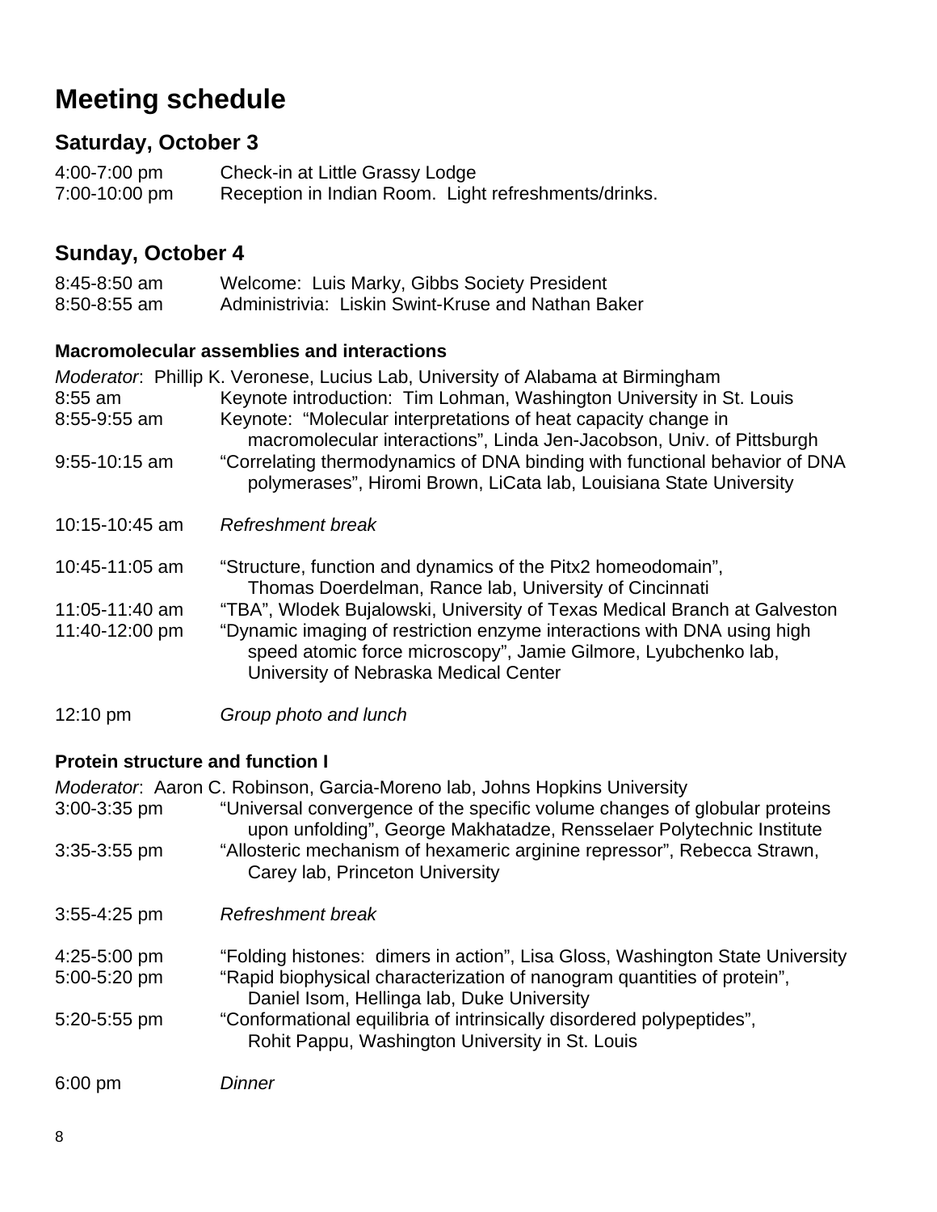# Meeting schedule

## Saturday, October 3

4:00-7:00 pm Check-in at Little Grassy Lodge
7:00-10:00 pm Reception in Indian Room. Light refreshments/drinks.

## Sunday, October 4

8:45-8:50 am Welcome: Luis Marky, Gibbs Society President
8:50-8:55 am Administrivia: Liskin Swint-Kruse and Nathan Baker

### Macromolecular assemblies and interactions

*Moderator*: Phillip K. Veronese, Lucius Lab, University of Alabama at Birmingham

8:55 am Keynote introduction: Tim Lohman, Washington University in St. Louis

8:55-9:55 am Keynote: “Molecular interpretations of heat capacity change in macromolecular interactions”, Linda Jen-Jacobson, Univ. of Pittsburgh

9:55-10:15 am “Correlating thermodynamics of DNA binding with functional behavior of DNA polymerases”, Hiromi Brown, LiCata lab, Louisiana State University

10:15-10:45 am *Refreshment break*

10:45-11:05 am “Structure, function and dynamics of the Pitx2 homeodomain”, Thomas Doerdelman, Rance lab, University of Cincinnati

11:05-11:40 am “TBA”, Wlodek Bujalowski, University of Texas Medical Branch at Galveston

11:40-12:00 pm “Dynamic imaging of restriction enzyme interactions with DNA using high speed atomic force microscopy”, Jamie Gilmore, Lyubchenko lab, University of Nebraska Medical Center

12:10 pm *Group photo and lunch*

### Protein structure and function I

*Moderator*: Aaron C. Robinson, Garcia-Moreno lab, Johns Hopkins University

3:00-3:35 pm “Universal convergence of the specific volume changes of globular proteins upon unfolding”, George Makhatadze, Rensselaer Polytechnic Institute

3:35-3:55 pm “Allosteric mechanism of hexameric arginine repressor”, Rebecca Strawn, Carey lab, Princeton University

3:55-4:25 pm *Refreshment break*

4:25-5:00 pm “Folding histones: dimers in action”, Lisa Gloss, Washington State University

5:00-5:20 pm “Rapid biophysical characterization of nanogram quantities of protein”, Daniel Isom, Hellinga lab, Duke University

5:20-5:55 pm “Conformational equilibria of intrinsically disordered polypeptides”, Rohit Pappu, Washington University in St. Louis

6:00 pm *Dinner*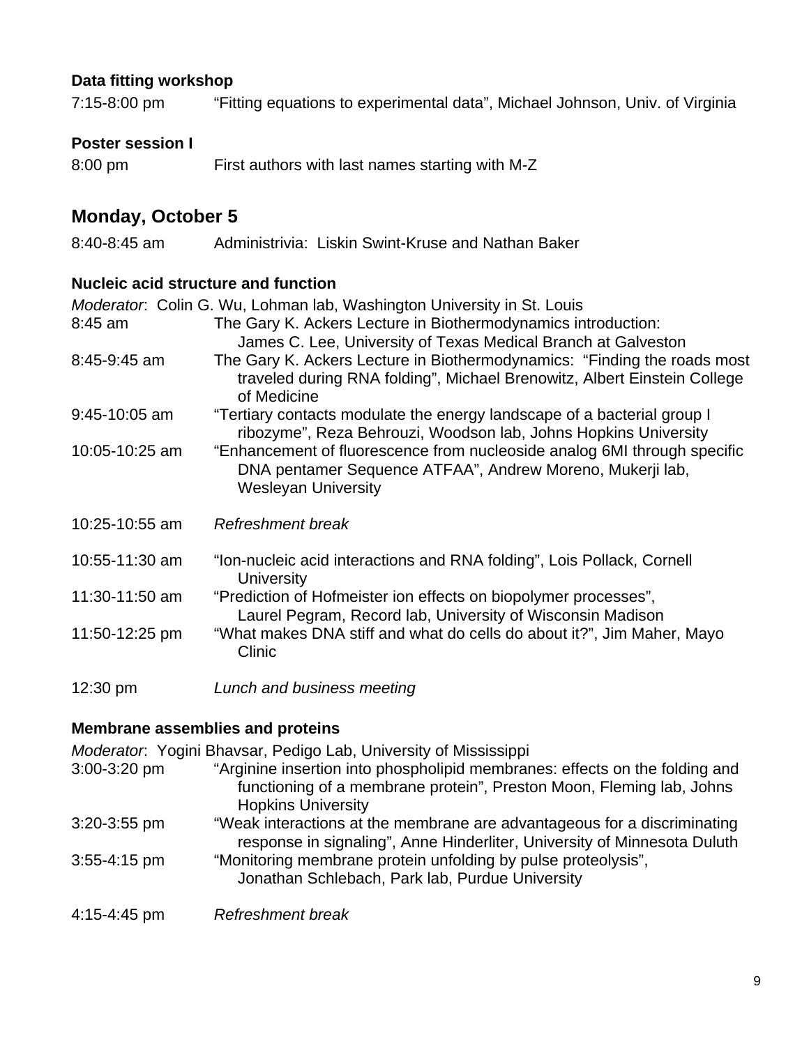**Data fitting workshop**

7:15-8:00 pm “Fitting equations to experimental data”, Michael Johnson, Univ. of Virginia

**Poster session I**

8:00 pm First authors with last names starting with M-Z

## Monday, October 5

8:40-8:45 am Administrivia: Liskin Swint-Kruse and Nathan Baker

**Nucleic acid structure and function**

*Moderator*: Colin G. Wu, Lohman lab, Washington University in St. Louis

8:45 am The Gary K. Ackers Lecture in Biothermodynamics introduction: James C. Lee, University of Texas Medical Branch at Galveston

8:45-9:45 am The Gary K. Ackers Lecture in Biothermodynamics: “Finding the roads most traveled during RNA folding”, Michael Brenowitz, Albert Einstein College of Medicine

9:45-10:05 am “Tertiary contacts modulate the energy landscape of a bacterial group I ribozyme”, Reza Behrouzi, Woodson lab, Johns Hopkins University

10:05-10:25 am “Enhancement of fluorescence from nucleoside analog 6MI through specific DNA pentamer Sequence ATFAA”, Andrew Moreno, Mukerji lab, Wesleyan University

10:25-10:55 am *Refreshment break*

10:55-11:30 am “Ion-nucleic acid interactions and RNA folding”, Lois Pollack, Cornell University

11:30-11:50 am “Prediction of Hofmeister ion effects on biopolymer processes”, Laurel Pegram, Record lab, University of Wisconsin Madison

11:50-12:25 pm “What makes DNA stiff and what do cells do about it?”, Jim Maher, Mayo Clinic

12:30 pm *Lunch and business meeting*

**Membrane assemblies and proteins**

*Moderator*: Yogini Bhavsar, Pedigo Lab, University of Mississippi

3:00-3:20 pm “Arginine insertion into phospholipid membranes: effects on the folding and functioning of a membrane protein”, Preston Moon, Fleming lab, Johns Hopkins University

3:20-3:55 pm “Weak interactions at the membrane are advantageous for a discriminating response in signaling”, Anne Hinderliter, University of Minnesota Duluth

3:55-4:15 pm “Monitoring membrane protein unfolding by pulse proteolysis”, Jonathan Schlebach, Park lab, Purdue University

4:15-4:45 pm *Refreshment break*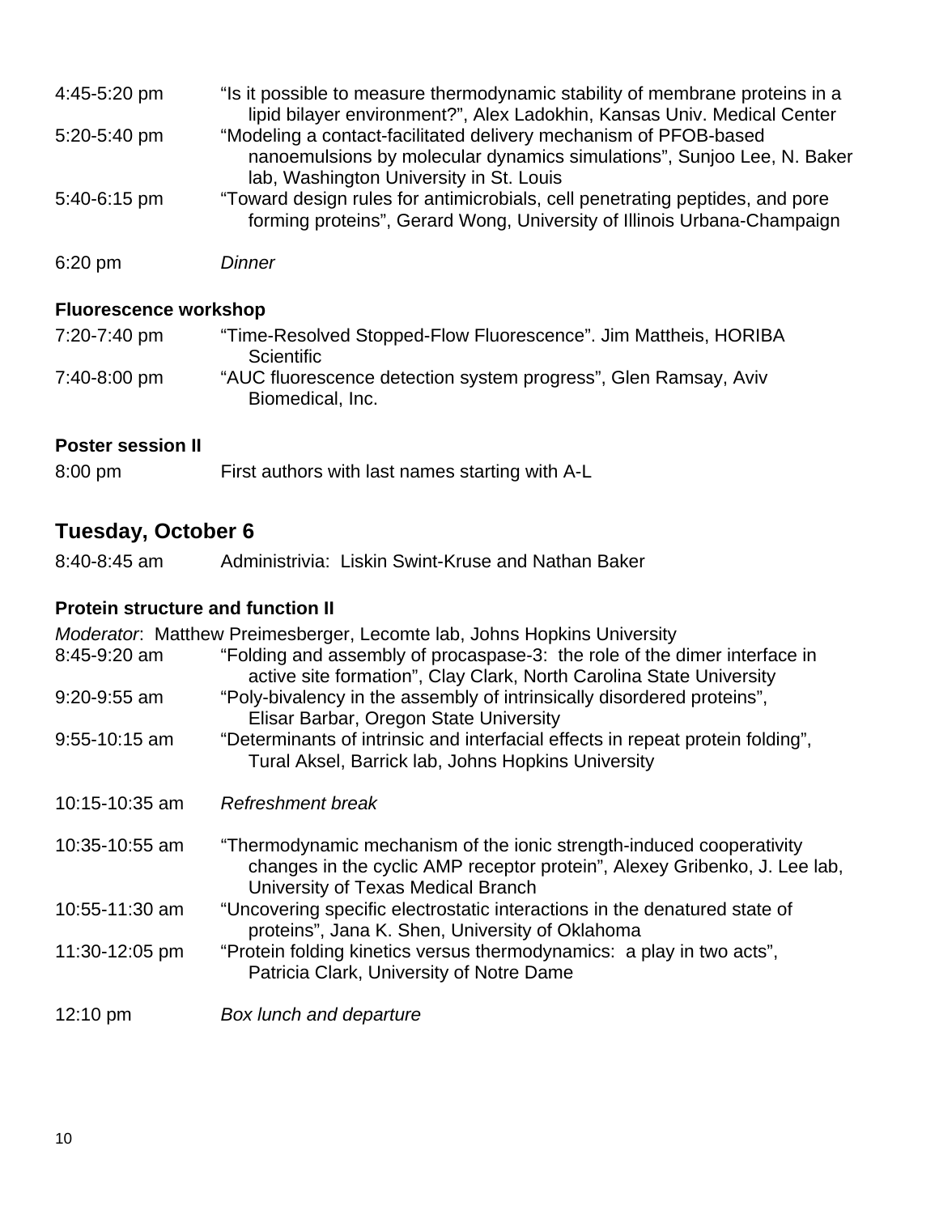4:45-5:20 pm “Is it possible to measure thermodynamic stability of membrane proteins in a lipid bilayer environment?”, Alex Ladokhin, Kansas Univ. Medical Center

5:20-5:40 pm “Modeling a contact-facilitated delivery mechanism of PFOB-based nanoemulsions by molecular dynamics simulations”, Sunjoo Lee, N. Baker lab, Washington University in St. Louis

5:40-6:15 pm “Toward design rules for antimicrobials, cell penetrating peptides, and pore forming proteins”, Gerard Wong, University of Illinois Urbana-Champaign

6:20 pm *Dinner*

**Fluorescence workshop**

7:20-7:40 pm “Time-Resolved Stopped-Flow Fluorescence”. Jim Mattheis, HORIBA Scientific

7:40-8:00 pm “AUC fluorescence detection system progress”, Glen Ramsay, Aviv Biomedical, Inc.

**Poster session II**

8:00 pm First authors with last names starting with A-L

## Tuesday, October 6

8:40-8:45 am Administrivia: Liskin Swint-Kruse and Nathan Baker

**Protein structure and function II**

*Moderator*: Matthew Preimesberger, Lecomte lab, Johns Hopkins University

8:45-9:20 am “Folding and assembly of procaspase-3: the role of the dimer interface in active site formation”, Clay Clark, North Carolina State University

9:20-9:55 am “Poly-bivalency in the assembly of intrinsically disordered proteins”, Elisar Barbar, Oregon State University

9:55-10:15 am “Determinants of intrinsic and interfacial effects in repeat protein folding”, Tural Aksel, Barrick lab, Johns Hopkins University

10:15-10:35 am *Refreshment break*

10:35-10:55 am “Thermodynamic mechanism of the ionic strength-induced cooperativity changes in the cyclic AMP receptor protein”, Alexey Gribenko, J. Lee lab, University of Texas Medical Branch

10:55-11:30 am “Uncovering specific electrostatic interactions in the denatured state of proteins”, Jana K. Shen, University of Oklahoma

11:30-12:05 pm “Protein folding kinetics versus thermodynamics: a play in two acts”, Patricia Clark, University of Notre Dame

12:10 pm *Box lunch and departure*